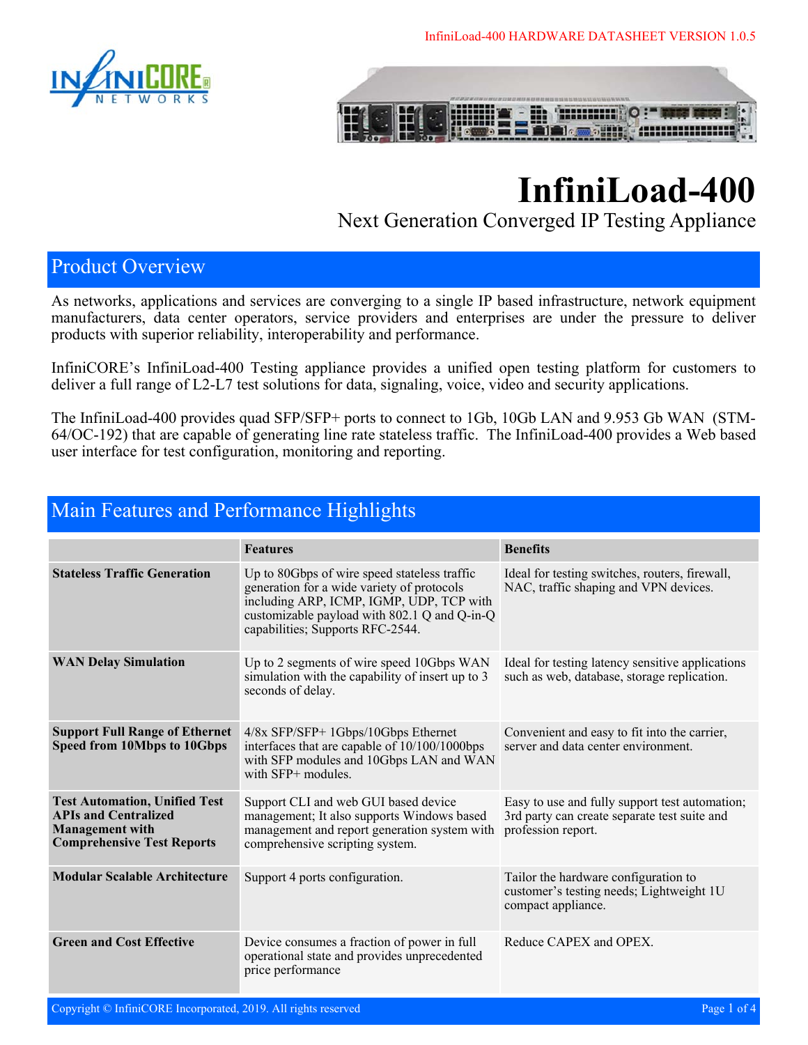# InfiniLoad-400

Next Generation Converged IP Testing Appliance

## Product Overview

As networks, applications and services are converging to a single IP based infrastructure, network equipment manufacturers, data center operators, service providers and enterprises are under the pressure to deliver products with superior reliability, interoperability and performance.

InfiniCORE's InfiniLoad-400 Testing appliance provides a unified open testing platform for customers to deliver a full range of L2-L7 test solutions for data, signaling, voice, video and security applications.

The InfiniLoad-400 provides quad SFP/SFP+ ports to connect to 1Gb, 10Gb LAN and 9.953 Gb WAN (STM-64/OC-192) that are capable of generating line rate stateless traffic. The InfiniLoad-400 provides a Web based user interface for test configuration, monitoring and reporting.

## Main Features and Performance Highlights

| | Features | Benefits |
|---|---|---|
| **Stateless Traffic Generation** | Up to 80Gbps of wire speed stateless traffic generation for a wide variety of protocols including ARP, ICMP, IGMP, UDP, TCP with customizable payload with 802.1 Q and Q-in-Q capabilities; Supports RFC-2544. | Ideal for testing switches, routers, firewall, NAC, traffic shaping and VPN devices. |
| **WAN Delay Simulation** | Up to 2 segments of wire speed 10Gbps WAN simulation with the capability of insert up to 3 seconds of delay. | Ideal for testing latency sensitive applications such as web, database, storage replication. |
| **Support Full Range of Ethernet Speed from 10Mbps to 10Gbps** | 4/8x SFP/SFP+ 1Gbps/10Gbps Ethernet interfaces that are capable of 10/100/1000bps with SFP modules and 10Gbps LAN and WAN with SFP+ modules. | Convenient and easy to fit into the carrier, server and data center environment. |
| **Test Automation, Unified Test APIs and Centralized Management with Comprehensive Test Reports** | Support CLI and web GUI based device management; It also supports Windows based management and report generation system with comprehensive scripting system. | Easy to use and fully support test automation; 3rd party can create separate test suite and profession report. |
| **Modular Scalable Architecture** | Support 4 ports configuration. | Tailor the hardware configuration to customer's testing needs; Lightweight 1U compact appliance. |
| **Green and Cost Effective** | Device consumes a fraction of power in full operational state and provides unprecedented price performance | Reduce CAPEX and OPEX. |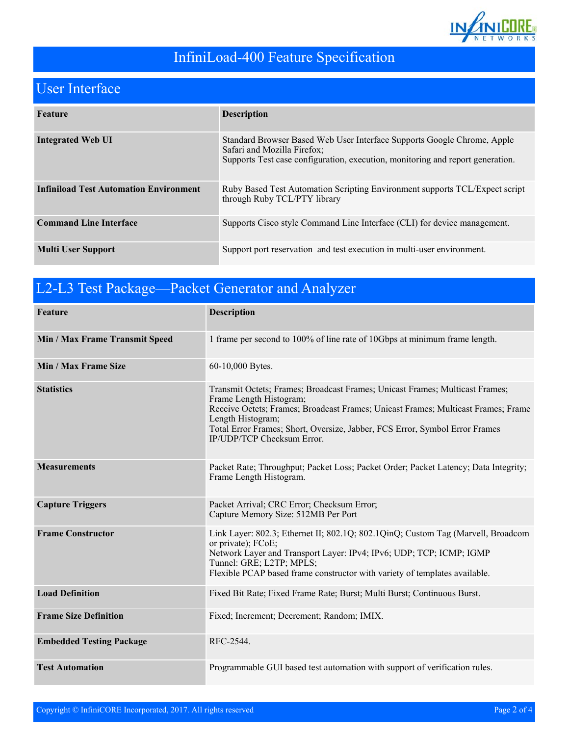# InfiniLoad-400 Feature Specification

## User Interface

| Feature | Description |
|---|---|
| **Integrated Web UI** | Standard Browser Based Web User Interface Supports Google Chrome, Apple Safari and Mozilla Firefox;<br>Supports Test case configuration, execution, monitoring and report generation. |
| **Infiniload Test Automation Environment** | Ruby Based Test Automation Scripting Environment supports TCL/Expect script through Ruby TCL/PTY library |
| **Command Line Interface** | Supports Cisco style Command Line Interface (CLI) for device management. |
| **Multi User Support** | Support port reservation and test execution in multi-user environment. |

## L2-L3 Test Package—Packet Generator and Analyzer

| Feature | Description |
|---|---|
| **Min / Max Frame Transmit Speed** | 1 frame per second to 100% of line rate of 10Gbps at minimum frame length. |
| **Min / Max Frame Size** | 60-10,000 Bytes. |
| **Statistics** | Transmit Octets; Frames; Broadcast Frames; Unicast Frames; Multicast Frames; Frame Length Histogram;<br>Receive Octets; Frames; Broadcast Frames; Unicast Frames; Multicast Frames; Frame Length Histogram;<br>Total Error Frames; Short, Oversize, Jabber, FCS Error, Symbol Error Frames IP/UDP/TCP Checksum Error. |
| **Measurements** | Packet Rate; Throughput; Packet Loss; Packet Order; Packet Latency; Data Integrity; Frame Length Histogram. |
| **Capture Triggers** | Packet Arrival; CRC Error; Checksum Error;<br>Capture Memory Size: 512MB Per Port |
| **Frame Constructor** | Link Layer: 802.3; Ethernet II; 802.1Q; 802.1QinQ; Custom Tag (Marvell, Broadcom or private); FCoE;<br>Network Layer and Transport Layer: IPv4; IPv6; UDP; TCP; ICMP; IGMP<br>Tunnel: GRE; L2TP; MPLS;<br>Flexible PCAP based frame constructor with variety of templates available. |
| **Load Definition** | Fixed Bit Rate; Fixed Frame Rate; Burst; Multi Burst; Continuous Burst. |
| **Frame Size Definition** | Fixed; Increment; Decrement; Random; IMIX. |
| **Embedded Testing Package** | RFC-2544. |
| **Test Automation** | Programmable GUI based test automation with support of verification rules. |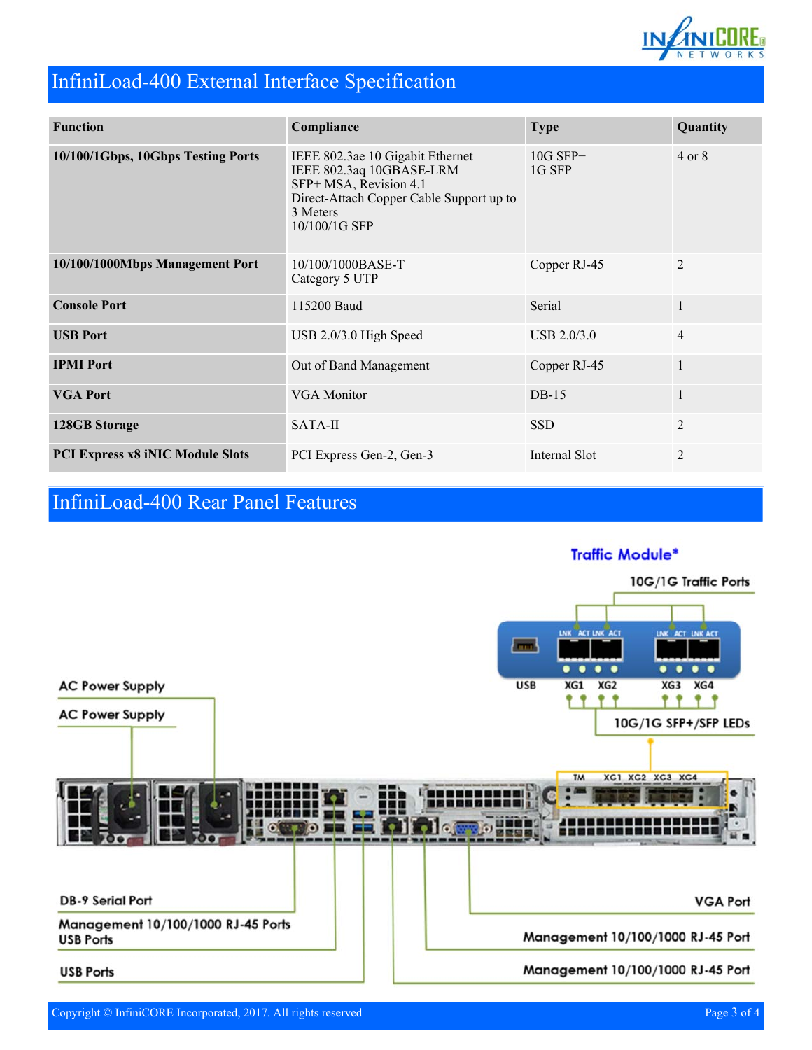## InfiniLoad-400 External Interface Specification

| Function | Compliance | Type | Quantity |
|---|---|---|---|
| **10/100/1Gbps, 10Gbps Testing Ports** | IEEE 802.3ae 10 Gigabit Ethernet<br>IEEE 802.3aq 10GBASE-LRM<br>SFP+ MSA, Revision 4.1<br>Direct-Attach Copper Cable Support up to 3 Meters<br>10/100/1G SFP | 10G SFP+<br>1G SFP | 4 or 8 |
| **10/100/1000Mbps Management Port** | 10/100/1000BASE-T<br>Category 5 UTP | Copper RJ-45 | 2 |
| **Console Port** | 115200 Baud | Serial | 1 |
| **USB Port** | USB 2.0/3.0 High Speed | USB 2.0/3.0 | 4 |
| **IPMI Port** | Out of Band Management | Copper RJ-45 | 1 |
| **VGA Port** | VGA Monitor | DB-15 | 1 |
| **128GB Storage** | SATA-II | SSD | 2 |
| **PCI Express x8 iNIC Module Slots** | PCI Express Gen-2, Gen-3 | Internal Slot | 2 |

## InfiniLoad-400 Rear Panel Features

Traffic Module*

10G/1G Traffic Ports

USB XG1 XG2 XG3 XG4

10G/1G SFP+/SFP LEDs

AC Power Supply

AC Power Supply

DB-9 Serial Port

Management 10/100/1000 RJ-45 Ports
USB Ports

USB Ports

VGA Port

Management 10/100/1000 RJ-45 Port

Management 10/100/1000 RJ-45 Port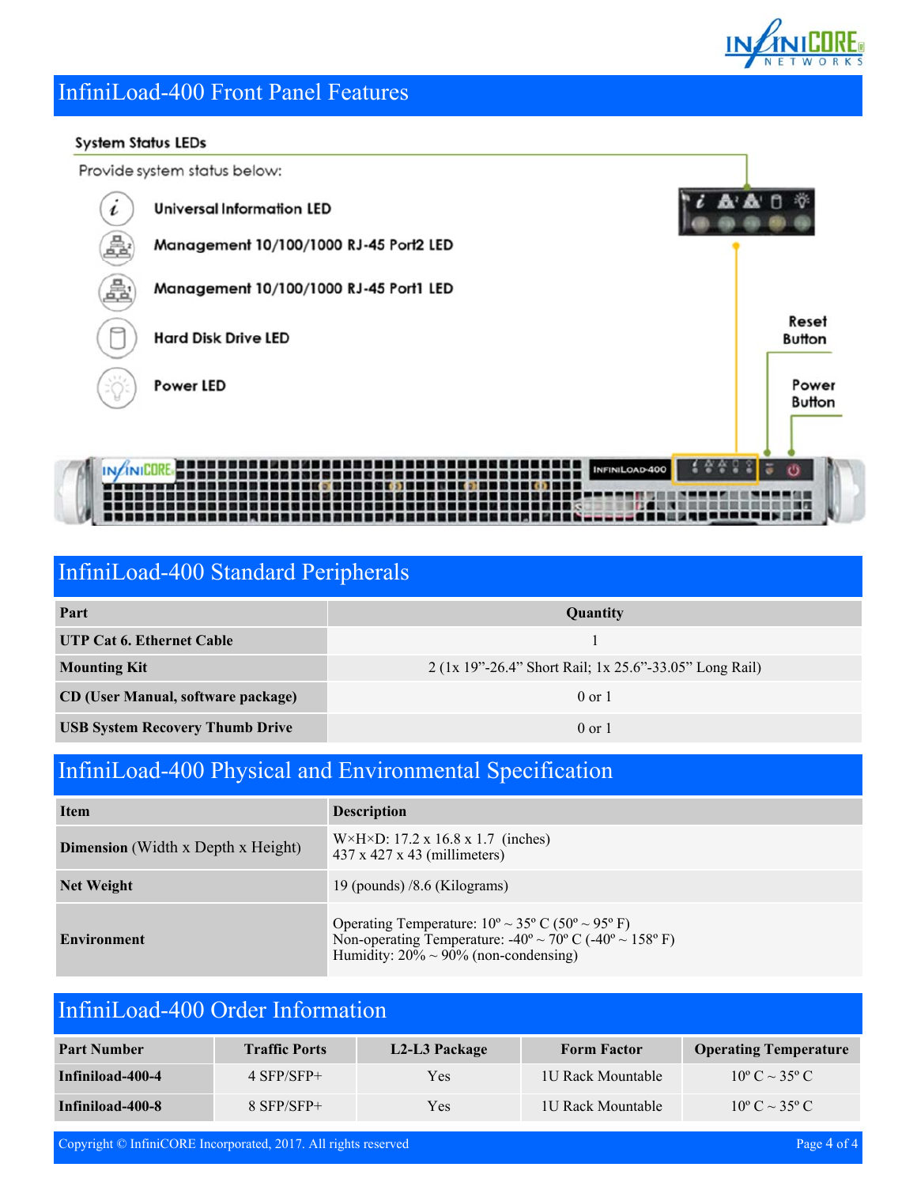## InfiniLoad-400 Front Panel Features

**System Status LEDs**

Provide system status below:

- Universal Information LED
- Management 10/100/1000 RJ-45 Port2 LED
- Management 10/100/1000 RJ-45 Port1 LED
- Hard Disk Drive LED
- Power LED

Reset Button

Power Button

## InfiniLoad-400 Standard Peripherals

| Part | Quantity |
| --- | --- |
| **UTP Cat 6. Ethernet Cable** | 1 |
| **Mounting Kit** | 2 (1x 19”-26.4” Short Rail; 1x 25.6”-33.05” Long Rail) |
| **CD (User Manual, software package)** | 0 or 1 |
| **USB System Recovery Thumb Drive** | 0 or 1 |

## InfiniLoad-400 Physical and Environmental Specification

| Item | Description |
| --- | --- |
| **Dimension** (Width x Depth x Height) | W×H×D: 17.2 x 16.8 x 1.7 (inches)<br>437 x 427 x 43 (millimeters) |
| **Net Weight** | 19 (pounds) /8.6 (Kilograms) |
| **Environment** | Operating Temperature: 10º ~ 35º C (50º ~ 95º F)<br>Non-operating Temperature: -40º ~ 70º C (-40º ~ 158º F)<br>Humidity: 20% ~ 90% (non-condensing) |

## InfiniLoad-400 Order Information

| Part Number | Traffic Ports | L2-L3 Package | Form Factor | Operating Temperature |
| --- | --- | --- | --- | --- |
| **Infiniload-400-4** | 4 SFP/SFP+ | Yes | 1U Rack Mountable | 10º C ~ 35º C |
| **Infiniload-400-8** | 8 SFP/SFP+ | Yes | 1U Rack Mountable | 10º C ~ 35º C |

Copyright © InfiniCORE Incorporated, 2017. All rights reserved